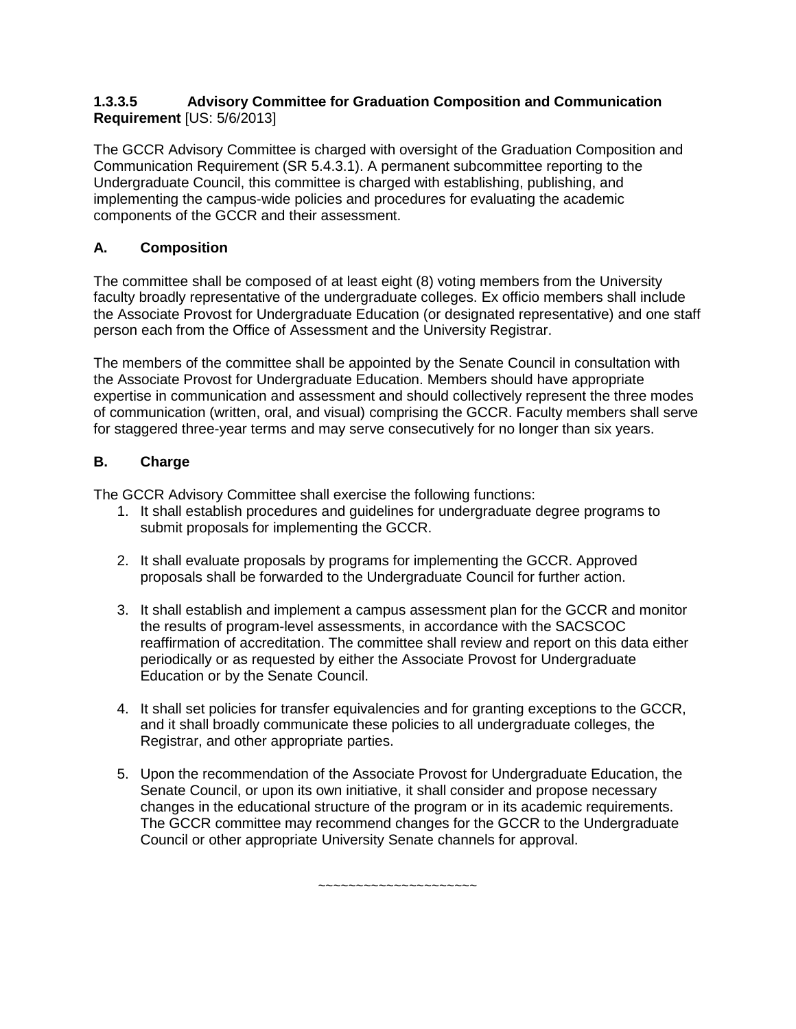### **1.3.3.5 Advisory Committee for Graduation Composition and Communication Requirement** [US: 5/6/2013]

The GCCR Advisory Committee is charged with oversight of the Graduation Composition and Communication Requirement (SR 5.4.3.1). A permanent subcommittee reporting to the Undergraduate Council, this committee is charged with establishing, publishing, and implementing the campus-wide policies and procedures for evaluating the academic components of the GCCR and their assessment.

#### **A. Composition**

The committee shall be composed of at least eight (8) voting members from the University faculty broadly representative of the undergraduate colleges. Ex officio members shall include the Associate Provost for Undergraduate Education (or designated representative) and one staff person each from the Office of Assessment and the University Registrar.

The members of the committee shall be appointed by the Senate Council in consultation with the Associate Provost for Undergraduate Education. Members should have appropriate expertise in communication and assessment and should collectively represent the three modes of communication (written, oral, and visual) comprising the GCCR. Faculty members shall serve for staggered three-year terms and may serve consecutively for no longer than six years.

#### **B. Charge**

The GCCR Advisory Committee shall exercise the following functions:

1. It shall establish procedures and guidelines for undergraduate degree programs to submit proposals for implementing the GCCR.

2. It shall evaluate proposals by programs for implementing the GCCR. Approved proposals shall be forwarded to the Undergraduate Council for further action.

3. It shall establish and implement a campus assessment plan for the GCCR and monitor the results of program-level assessments, in accordance with the SACSCOC reaffirmation of accreditation. The committee shall review and report on this data either periodically or as requested by either the Associate Provost for Undergraduate Education or by the Senate Council.

4. It shall set policies for transfer equivalencies and for granting exceptions to the GCCR, and it shall broadly communicate these policies to all undergraduate colleges, the Registrar, and other appropriate parties.

5. Upon the recommendation of the Associate Provost for Undergraduate Education, the Senate Council, or upon its own initiative, it shall consider and propose necessary changes in the educational structure of the program or in its academic requirements. The GCCR committee may recommend changes for the GCCR to the Undergraduate Council or other appropriate University Senate channels for approval.

~~~~~~~~~~~~~~~~~~~~~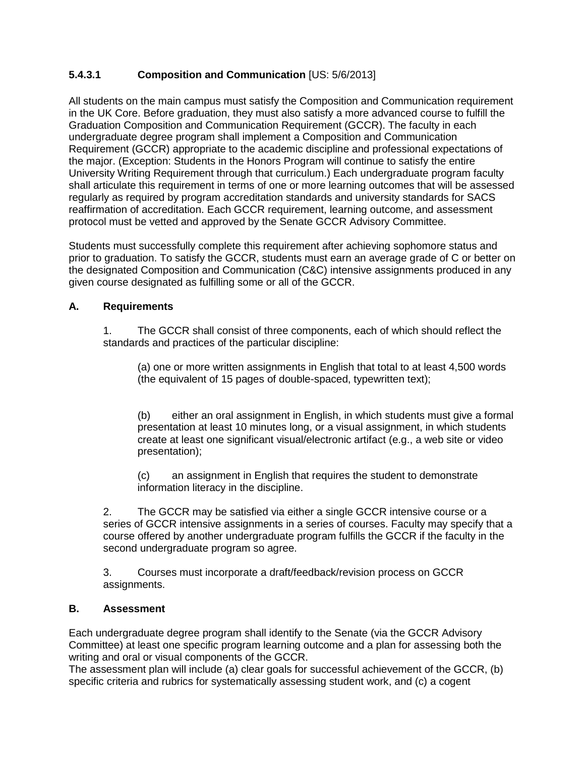### 5.4.3.1 Composition and Communication [US: 5/6/2013]

All students on the main campus must satisfy the Composition and Communication requirement in the UK Core. Before graduation, they must also satisfy a more advanced course to fulfill the Graduation Composition and Communication Requirement (GCCR). The faculty in each undergraduate degree program shall implement a Composition and Communication Requirement (GCCR) appropriate to the academic discipline and professional expectations of the major. (Exception: Students in the Honors Program will continue to satisfy the entire University Writing Requirement through that curriculum.) Each undergraduate program faculty shall articulate this requirement in terms of one or more learning outcomes that will be assessed regularly as required by program accreditation standards and university standards for SACS reaffirmation of accreditation. Each GCCR requirement, learning outcome, and assessment protocol must be vetted and approved by the Senate GCCR Advisory Committee.

Students must successfully complete this requirement after achieving sophomore status and prior to graduation. To satisfy the GCCR, students must earn an average grade of C or better on the designated Composition and Communication (C&C) intensive assignments produced in any given course designated as fulfilling some or all of the GCCR.

#### A. Requirements

1. The GCCR shall consist of three components, each of which should reflect the standards and practices of the particular discipline:

   (a) one or more written assignments in English that total to at least 4,500 words (the equivalent of 15 pages of double-spaced, typewritten text);

   (b) either an oral assignment in English, in which students must give a formal presentation at least 10 minutes long, or a visual assignment, in which students create at least one significant visual/electronic artifact (e.g., a web site or video presentation);

   (c) an assignment in English that requires the student to demonstrate information literacy in the discipline.

2. The GCCR may be satisfied via either a single GCCR intensive course or a series of GCCR intensive assignments in a series of courses. Faculty may specify that a course offered by another undergraduate program fulfills the GCCR if the faculty in the second undergraduate program so agree.

3. Courses must incorporate a draft/feedback/revision process on GCCR assignments.

#### B. Assessment

Each undergraduate degree program shall identify to the Senate (via the GCCR Advisory Committee) at least one specific program learning outcome and a plan for assessing both the writing and oral or visual components of the GCCR.
The assessment plan will include (a) clear goals for successful achievement of the GCCR, (b) specific criteria and rubrics for systematically assessing student work, and (c) a cogent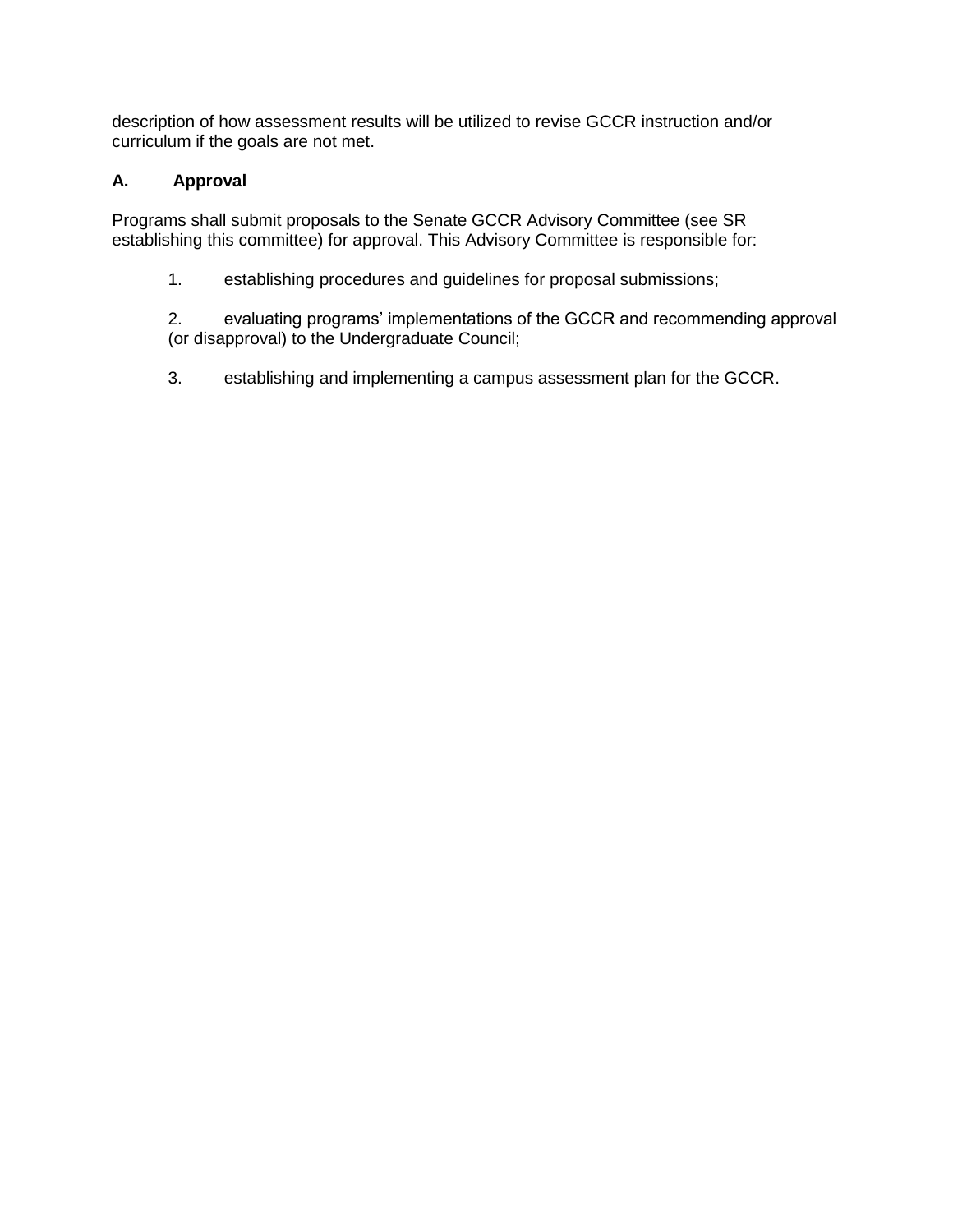description of how assessment results will be utilized to revise GCCR instruction and/or curriculum if the goals are not met.

## A. Approval

Programs shall submit proposals to the Senate GCCR Advisory Committee (see SR establishing this committee) for approval. This Advisory Committee is responsible for:

1. establishing procedures and guidelines for proposal submissions;

2. evaluating programs' implementations of the GCCR and recommending approval (or disapproval) to the Undergraduate Council;

3. establishing and implementing a campus assessment plan for the GCCR.